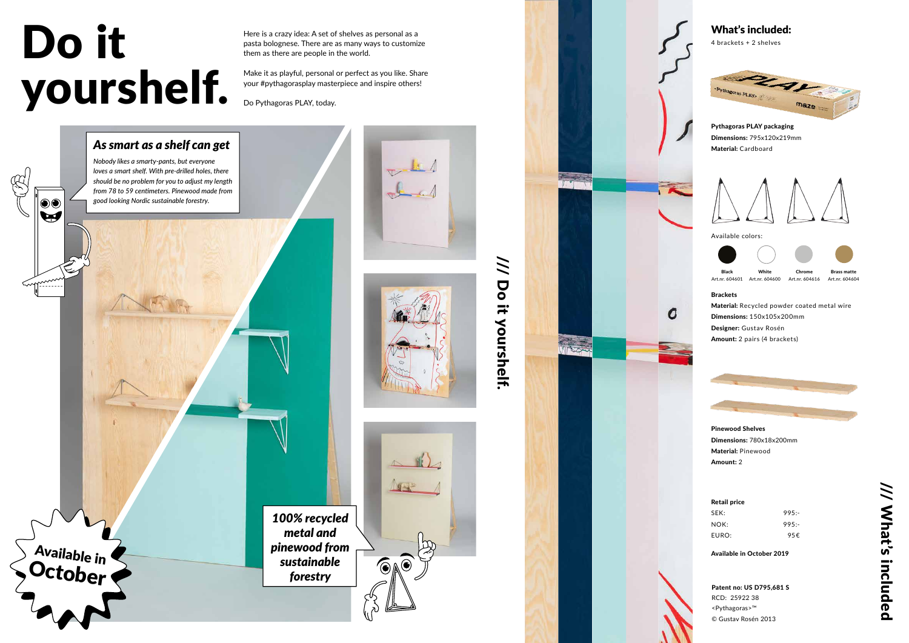# Do it yourshelf.

Here is a crazy idea: A set of shelves as personal as a pasta bolognese. There are as many ways to customize them as there are people in the world.

Make it as playful, personal or perfect as you like. Share your #pythagorasplay masterpiece and inspire others!

Do Pythagoras PLAY, today.

### *As smart as a shelf can get*

*Nobody likes a smarty-pants, but everyone loves a smart shelf. With pre-drilled holes, there should be no problem for you to adjust my length from 78 to 59 centimeters. Pinewood made from good looking Nordic sustainable forestry.*

***100% recycled metal and pinewood from sustainable forestry***

**Available in October**

/// Do it yourshelf.

## What's included:

4 brackets + 2 shelves

**Pythagoras PLAY packaging**
**Dimensions:** 795x120x219mm
**Material:** Cardboard

Available colors:

| Black | White | Chrome | Brass matte |
|---|---|---|---|
| Art.nr. 604601 | Art.nr. 604600 | Art.nr. 604616 | Art.nr. 604604 |

**Brackets**
**Material:** Recycled powder coated metal wire
**Dimensions:** 150x105x200mm
**Designer:** Gustav Rosén
**Amount:** 2 pairs (4 brackets)

**Pinewood Shelves**
**Dimensions:** 780x18x200mm
**Material:** Pinewood
**Amount:** 2

**Retail price**

| | |
|---|---|
| SEK: | 995:- |
| NOK: | 995:- |
| EURO: | 95€ |

**Available in October 2019**

**Patent no: US D795,681 S**
RCD: 25922 38
<Pythagoras>™
© Gustav Rosén 2013

/// What's included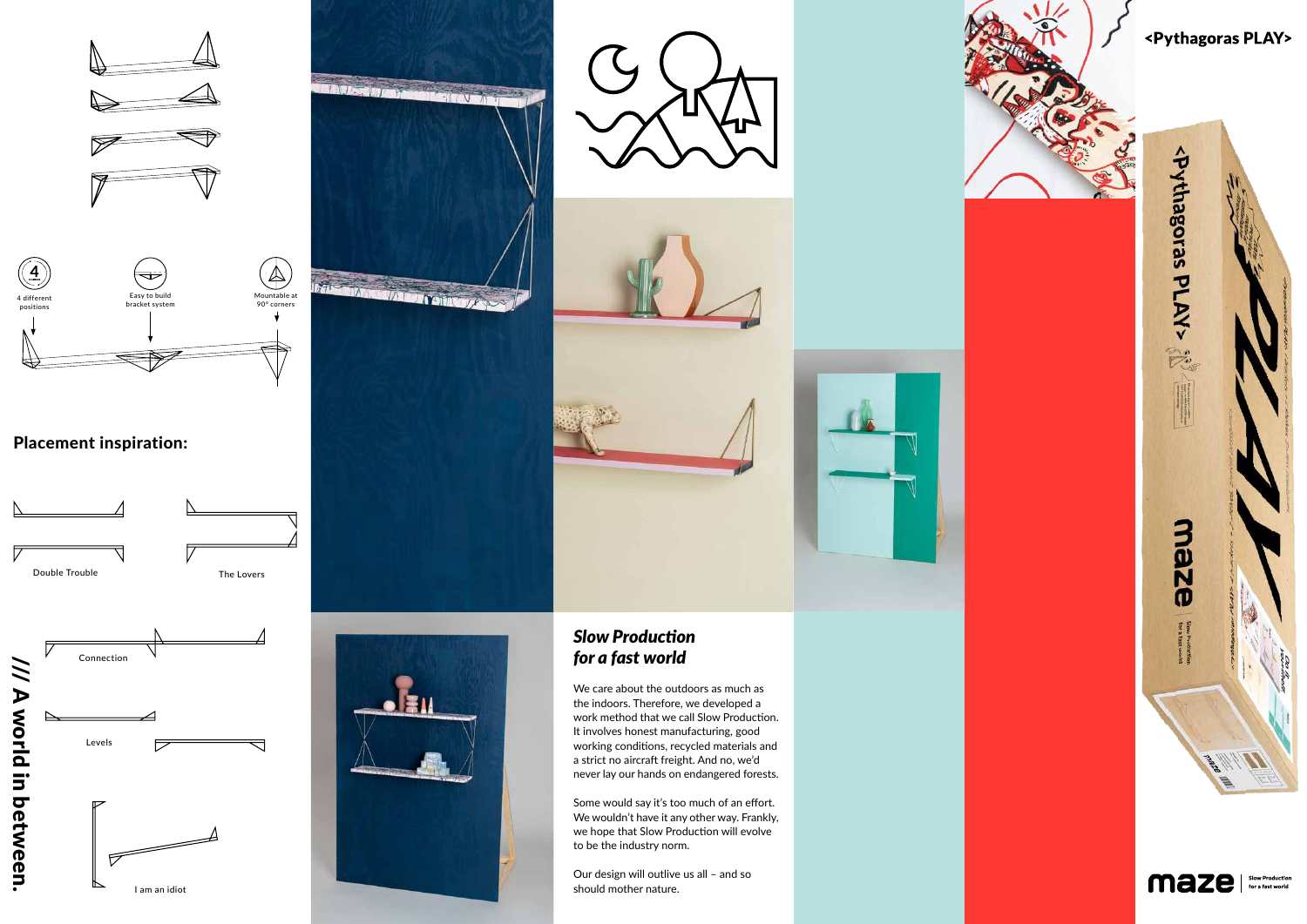4 different positions

Easy to build bracket system

Mountable at 90° corners

## Placement inspiration:

Double Trouble

The Lovers

Connection

Levels

I am an idiot

/// A world in between.

## *Slow Production for a fast world*

We care about the outdoors as much as the indoors. Therefore, we developed a work method that we call Slow Production. It involves honest manufacturing, good working conditions, recycled materials and a strict no aircraft freight. And no, we'd never lay our hands on endangered forests.

Some would say it's too much of an effort. We wouldn't have it any other way. Frankly, we hope that Slow Production will evolve to be the industry norm.

Our design will outlive us all – and so should mother nature.

## <Pythagoras PLAY>

maze | Slow Production for a fast world